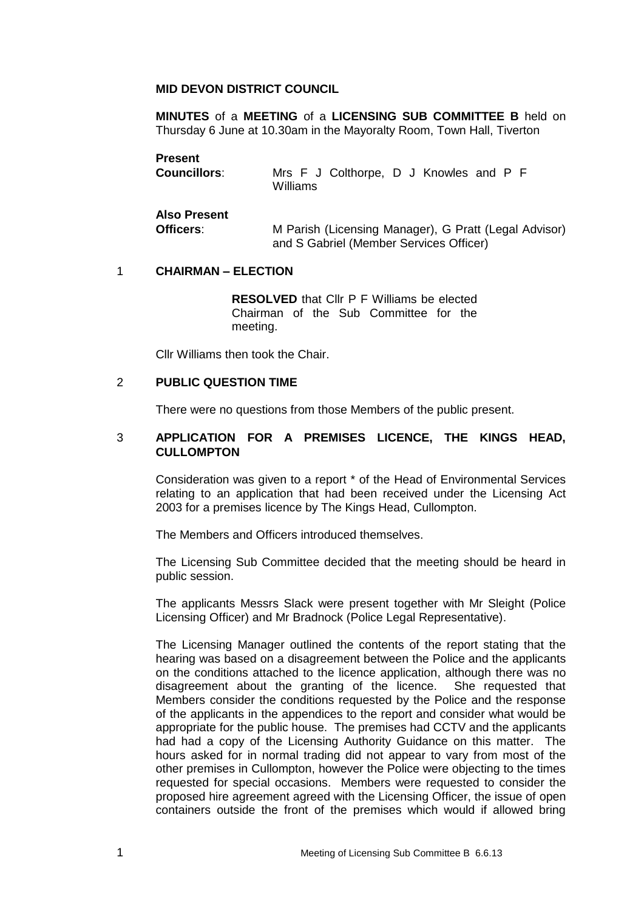**MID DEVON DISTRICT COUNCIL**

**MINUTES** of a **MEETING** of a **LICENSING SUB COMMITTEE B** held on Thursday 6 June at 10.30am in the Mayoralty Room, Town Hall, Tiverton

**Present**

**Councillors**: Mrs F J Colthorpe, D J Knowles and P F Williams

**Also Present**

**Officers**: M Parish (Licensing Manager), G Pratt (Legal Advisor) and S Gabriel (Member Services Officer)

## 1 CHAIRMAN – ELECTION

**RESOLVED** that Cllr P F Williams be elected Chairman of the Sub Committee for the meeting.

Cllr Williams then took the Chair.

## 2 PUBLIC QUESTION TIME

There were no questions from those Members of the public present.

## 3 APPLICATION FOR A PREMISES LICENCE, THE KINGS HEAD, CULLOMPTON

Consideration was given to a report * of the Head of Environmental Services relating to an application that had been received under the Licensing Act 2003 for a premises licence by The Kings Head, Cullompton.

The Members and Officers introduced themselves.

The Licensing Sub Committee decided that the meeting should be heard in public session.

The applicants Messrs Slack were present together with Mr Sleight (Police Licensing Officer) and Mr Bradnock (Police Legal Representative).

The Licensing Manager outlined the contents of the report stating that the hearing was based on a disagreement between the Police and the applicants on the conditions attached to the licence application, although there was no disagreement about the granting of the licence. She requested that Members consider the conditions requested by the Police and the response of the applicants in the appendices to the report and consider what would be appropriate for the public house. The premises had CCTV and the applicants had had a copy of the Licensing Authority Guidance on this matter. The hours asked for in normal trading did not appear to vary from most of the other premises in Cullompton, however the Police were objecting to the times requested for special occasions. Members were requested to consider the proposed hire agreement agreed with the Licensing Officer, the issue of open containers outside the front of the premises which would if allowed bring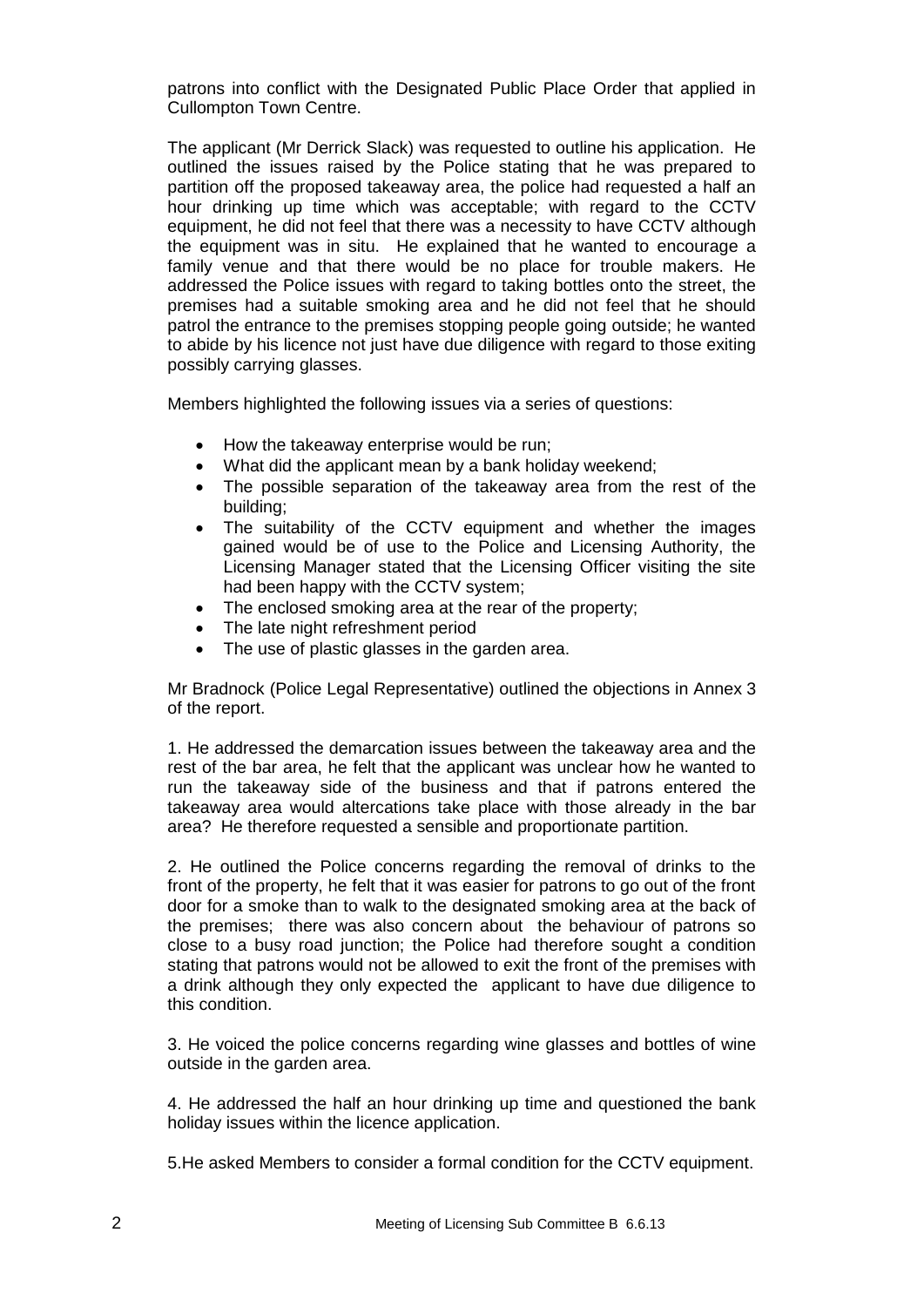patrons into conflict with the Designated Public Place Order that applied in Cullompton Town Centre.

The applicant (Mr Derrick Slack) was requested to outline his application. He outlined the issues raised by the Police stating that he was prepared to partition off the proposed takeaway area, the police had requested a half an hour drinking up time which was acceptable; with regard to the CCTV equipment, he did not feel that there was a necessity to have CCTV although the equipment was in situ. He explained that he wanted to encourage a family venue and that there would be no place for trouble makers. He addressed the Police issues with regard to taking bottles onto the street, the premises had a suitable smoking area and he did not feel that he should patrol the entrance to the premises stopping people going outside; he wanted to abide by his licence not just have due diligence with regard to those exiting possibly carrying glasses.

Members highlighted the following issues via a series of questions:

- How the takeaway enterprise would be run;
- What did the applicant mean by a bank holiday weekend;
- The possible separation of the takeaway area from the rest of the building;
- The suitability of the CCTV equipment and whether the images gained would be of use to the Police and Licensing Authority, the Licensing Manager stated that the Licensing Officer visiting the site had been happy with the CCTV system;
- The enclosed smoking area at the rear of the property;
- The late night refreshment period
- The use of plastic glasses in the garden area.

Mr Bradnock (Police Legal Representative) outlined the objections in Annex 3 of the report.

1. He addressed the demarcation issues between the takeaway area and the rest of the bar area, he felt that the applicant was unclear how he wanted to run the takeaway side of the business and that if patrons entered the takeaway area would altercations take place with those already in the bar area? He therefore requested a sensible and proportionate partition.

2. He outlined the Police concerns regarding the removal of drinks to the front of the property, he felt that it was easier for patrons to go out of the front door for a smoke than to walk to the designated smoking area at the back of the premises; there was also concern about the behaviour of patrons so close to a busy road junction; the Police had therefore sought a condition stating that patrons would not be allowed to exit the front of the premises with a drink although they only expected the applicant to have due diligence to this condition.

3. He voiced the police concerns regarding wine glasses and bottles of wine outside in the garden area.

4. He addressed the half an hour drinking up time and questioned the bank holiday issues within the licence application.

5.He asked Members to consider a formal condition for the CCTV equipment.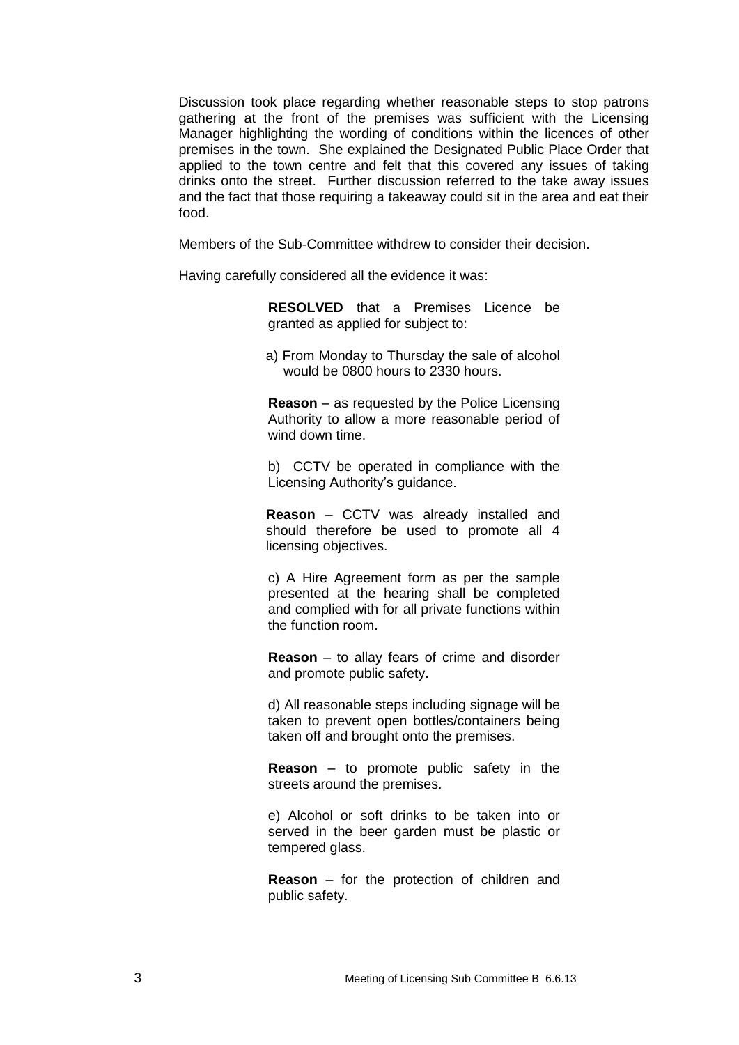Discussion took place regarding whether reasonable steps to stop patrons gathering at the front of the premises was sufficient with the Licensing Manager highlighting the wording of conditions within the licences of other premises in the town. She explained the Designated Public Place Order that applied to the town centre and felt that this covered any issues of taking drinks onto the street. Further discussion referred to the take away issues and the fact that those requiring a takeaway could sit in the area and eat their food.

Members of the Sub-Committee withdrew to consider their decision.

Having carefully considered all the evidence it was:

> **RESOLVED** that a Premises Licence be granted as applied for subject to:
>
> a) From Monday to Thursday the sale of alcohol would be 0800 hours to 2330 hours.
>
> **Reason** – as requested by the Police Licensing Authority to allow a more reasonable period of wind down time.
>
> b) CCTV be operated in compliance with the Licensing Authority's guidance.
>
> **Reason** – CCTV was already installed and should therefore be used to promote all 4 licensing objectives.
>
> c) A Hire Agreement form as per the sample presented at the hearing shall be completed and complied with for all private functions within the function room.
>
> **Reason** – to allay fears of crime and disorder and promote public safety.
>
> d) All reasonable steps including signage will be taken to prevent open bottles/containers being taken off and brought onto the premises.
>
> **Reason** – to promote public safety in the streets around the premises.
>
> e) Alcohol or soft drinks to be taken into or served in the beer garden must be plastic or tempered glass.
>
> **Reason** – for the protection of children and public safety.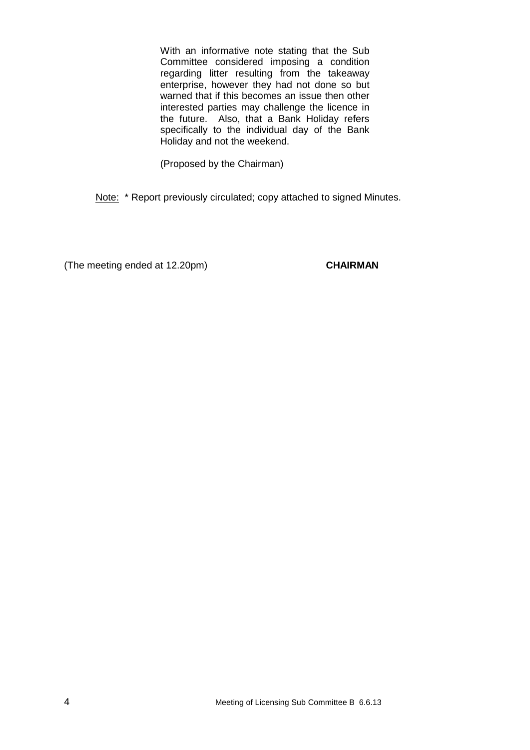With an informative note stating that the Sub Committee considered imposing a condition regarding litter resulting from the takeaway enterprise, however they had not done so but warned that if this becomes an issue then other interested parties may challenge the licence in the future. Also, that a Bank Holiday refers specifically to the individual day of the Bank Holiday and not the weekend.

(Proposed by the Chairman)

Note: * Report previously circulated; copy attached to signed Minutes.

(The meeting ended at 12.20pm) **CHAIRMAN**